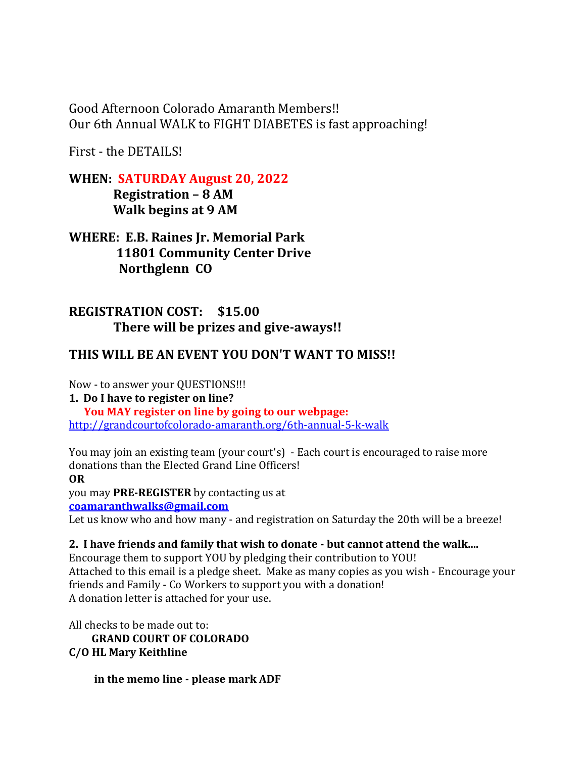Good Afternoon Colorado Amaranth Members!!
Our 6th Annual WALK to FIGHT DIABETES is fast approaching!

First - the DETAILS!

**WHEN: SATURDAY August 20, 2022**
**Registration – 8 AM**
**Walk begins at 9 AM**

**WHERE: E.B. Raines Jr. Memorial Park**
**11801 Community Center Drive**
**Northglenn CO**

**REGISTRATION COST: $15.00**
**There will be prizes and give-aways!!**

**THIS WILL BE AN EVENT YOU DON'T WANT TO MISS!!**

Now - to answer your QUESTIONS!!!

**1. Do I have to register on line?**
**You MAY register on line by going to our webpage:**
http://grandcourtofcolorado-amaranth.org/6th-annual-5-k-walk

You may join an existing team (your court's) - Each court is encouraged to raise more donations than the Elected Grand Line Officers!
**OR**
you may **PRE-REGISTER** by contacting us at
**coamaranthwalks@gmail.com**
Let us know who and how many - and registration on Saturday the 20th will be a breeze!

**2. I have friends and family that wish to donate - but cannot attend the walk....**
Encourage them to support YOU by pledging their contribution to YOU!
Attached to this email is a pledge sheet. Make as many copies as you wish - Encourage your friends and Family - Co Workers to support you with a donation!
A donation letter is attached for your use.

All checks to be made out to:
**GRAND COURT OF COLORADO**
**C/O HL Mary Keithline**

**in the memo line - please mark ADF**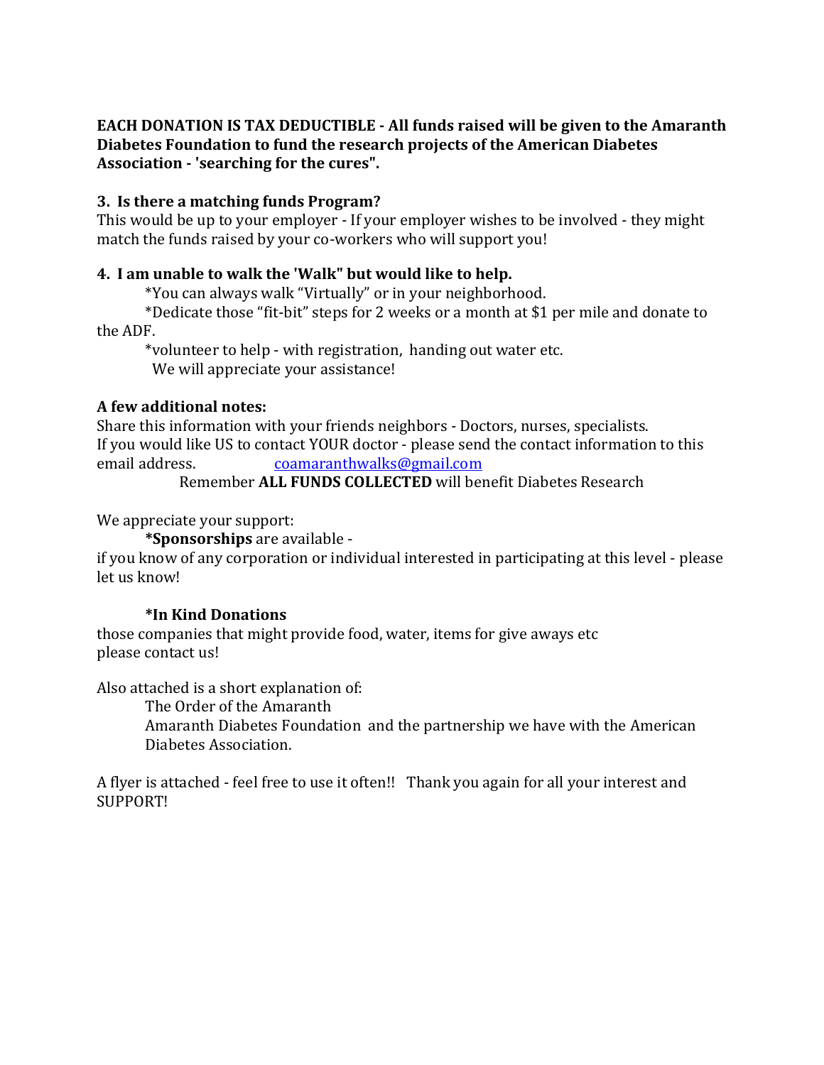**EACH DONATION IS TAX DEDUCTIBLE - All funds raised will be given to the Amaranth Diabetes Foundation to fund the research projects of the American Diabetes Association - 'searching for the cures".**

**3. Is there a matching funds Program?**

This would be up to your employer - If your employer wishes to be involved - they might match the funds raised by your co-workers who will support you!

**4. I am unable to walk the 'Walk" but would like to help.**

*You can always walk “Virtually” or in your neighborhood.

*Dedicate those “fit-bit” steps for 2 weeks or a month at $1 per mile and donate to the ADF.

*volunteer to help - with registration, handing out water etc.
We will appreciate your assistance!

**A few additional notes:**

Share this information with your friends neighbors - Doctors, nurses, specialists.
If you would like US to contact YOUR doctor - please send the contact information to this email address. coamaranthwalks@gmail.com

Remember **ALL FUNDS COLLECTED** will benefit Diabetes Research

We appreciate your support:

***Sponsorships** are available -
if you know of any corporation or individual interested in participating at this level - please let us know!

***In Kind Donations**
those companies that might provide food, water, items for give aways etc
please contact us!

Also attached is a short explanation of:

The Order of the Amaranth
Amaranth Diabetes Foundation and the partnership we have with the American Diabetes Association.

A flyer is attached - feel free to use it often!! Thank you again for all your interest and SUPPORT!